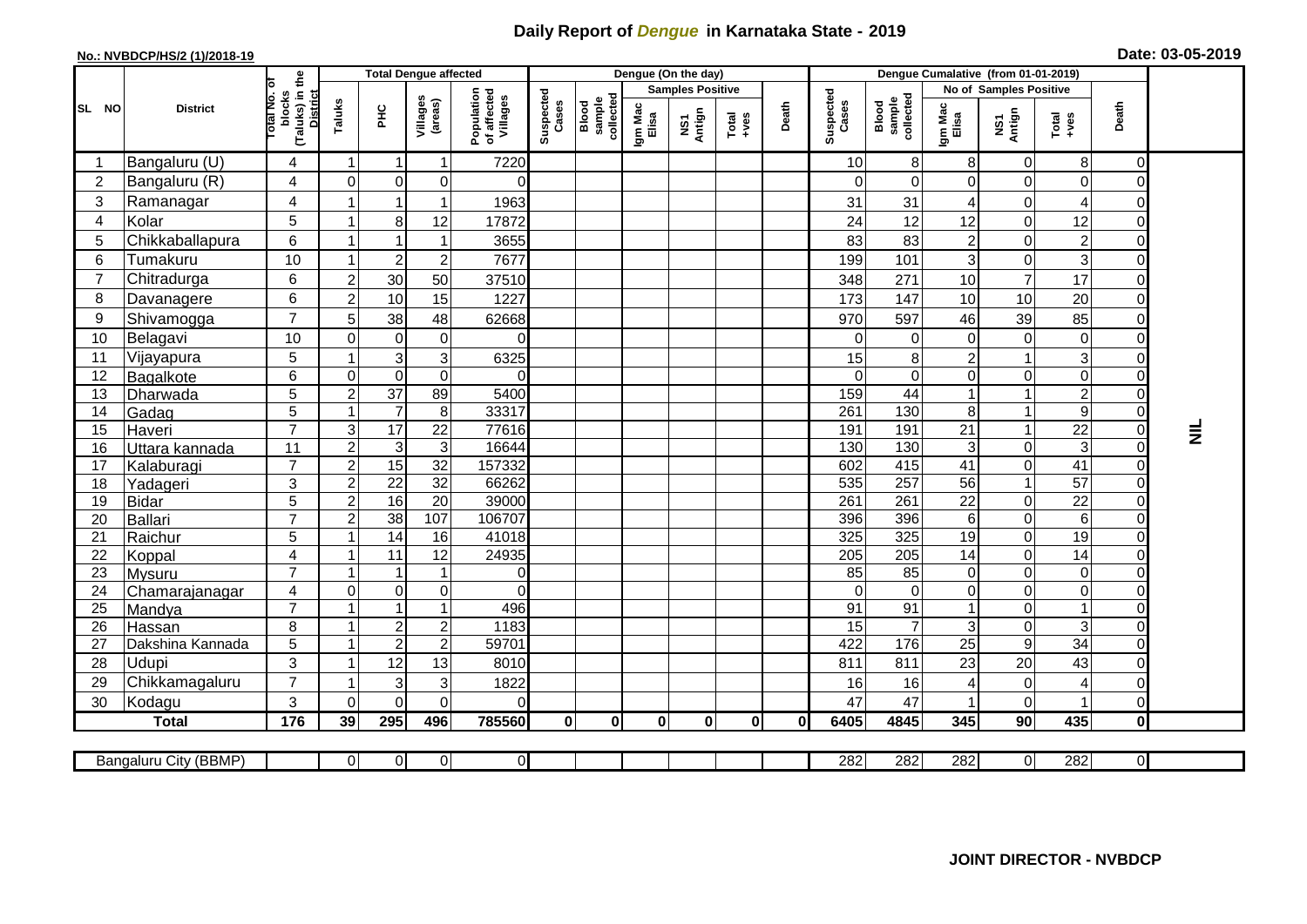# Daily Report of *Dengue* in Karnataka State - 2019

**No.: NVBDCP/HS/2 (1)/2018-19**

**Date: 03-05-2019**

| SL NO | District | Total No. of blocks (Taluks) in the District | Total Dengue affected | | | | Dengue (On the day) | | | | | | | Dengue Cumalative (from 01-01-2019) | | | | | | | |
|---|---|---|---|---|---|---|---|---|---|---|---|---|---|---|---|---|---|---|---|---|
| | | | Taluks | PHC | Villages (areas) | Population of affected Villages | Suspected Cases | Blood sample collected | Samples Positive | | | Death | Suspected Cases | Blood sample collected | No of Samples Positive | | | Death | |
| | | | | | | | | | Igm Mac Elisa | NS1 Antign | Total +ves | | | | Igm Mac Elisa | NS1 Antign | Total +ves | | |
| 1 | Bangaluru (U) | 4 | 1 | 1 | 1 | 7220 | | | | | | | 10 | 8 | 8 | 0 | 8 | 0 | NIL |
| 2 | Bangaluru (R) | 4 | 0 | 0 | 0 | 0 | | | | | | | 0 | 0 | 0 | 0 | 0 | 0 | |
| 3 | Ramanagar | 4 | 1 | 1 | 1 | 1963 | | | | | | | 31 | 31 | 4 | 0 | 4 | 0 | |
| 4 | Kolar | 5 | 1 | 8 | 12 | 17872 | | | | | | | 24 | 12 | 12 | 0 | 12 | 0 | |
| 5 | Chikkaballapura | 6 | 1 | 1 | 1 | 3655 | | | | | | | 83 | 83 | 2 | 0 | 2 | 0 | |
| 6 | Tumakuru | 10 | 1 | 2 | 2 | 7677 | | | | | | | 199 | 101 | 3 | 0 | 3 | 0 | |
| 7 | Chitradurga | 6 | 2 | 30 | 50 | 37510 | | | | | | | 348 | 271 | 10 | 7 | 17 | 0 | |
| 8 | Davanagere | 6 | 2 | 10 | 15 | 1227 | | | | | | | 173 | 147 | 10 | 10 | 20 | 0 | |
| 9 | Shivamogga | 7 | 5 | 38 | 48 | 62668 | | | | | | | 970 | 597 | 46 | 39 | 85 | 0 | |
| 10 | Belagavi | 10 | 0 | 0 | 0 | 0 | | | | | | | 0 | 0 | 0 | 0 | 0 | 0 | |
| 11 | Vijayapura | 5 | 1 | 3 | 3 | 6325 | | | | | | | 15 | 8 | 2 | 1 | 3 | 0 | |
| 12 | Bagalkote | 6 | 0 | 0 | 0 | 0 | | | | | | | 0 | 0 | 0 | 0 | 0 | 0 | |
| 13 | Dharwada | 5 | 2 | 37 | 89 | 5400 | | | | | | | 159 | 44 | 1 | 1 | 2 | 0 | |
| 14 | Gadag | 5 | 1 | 7 | 8 | 33317 | | | | | | | 261 | 130 | 8 | 1 | 9 | 0 | |
| 15 | Haveri | 7 | 3 | 17 | 22 | 77616 | | | | | | | 191 | 191 | 21 | 1 | 22 | 0 | |
| 16 | Uttara kannada | 11 | 2 | 3 | 3 | 16644 | | | | | | | 130 | 130 | 3 | 0 | 3 | 0 | |
| 17 | Kalaburagi | 7 | 2 | 15 | 32 | 157332 | | | | | | | 602 | 415 | 41 | 0 | 41 | 0 | |
| 18 | Yadageri | 3 | 2 | 22 | 32 | 66262 | | | | | | | 535 | 257 | 56 | 1 | 57 | 0 | |
| 19 | Bidar | 5 | 2 | 16 | 20 | 39000 | | | | | | | 261 | 261 | 22 | 0 | 22 | 0 | |
| 20 | Ballari | 7 | 2 | 38 | 107 | 106707 | | | | | | | 396 | 396 | 6 | 0 | 6 | 0 | |
| 21 | Raichur | 5 | 1 | 14 | 16 | 41018 | | | | | | | 325 | 325 | 19 | 0 | 19 | 0 | |
| 22 | Koppal | 4 | 1 | 11 | 12 | 24935 | | | | | | | 205 | 205 | 14 | 0 | 14 | 0 | |
| 23 | Mysuru | 7 | 1 | 1 | 1 | 0 | | | | | | | 85 | 85 | 0 | 0 | 0 | 0 | |
| 24 | Chamarajanagar | 4 | 0 | 0 | 0 | 0 | | | | | | | 0 | 0 | 0 | 0 | 0 | 0 | |
| 25 | Mandya | 7 | 1 | 1 | 1 | 496 | | | | | | | 91 | 91 | 1 | 0 | 1 | 0 | |
| 26 | Hassan | 8 | 1 | 2 | 2 | 1183 | | | | | | | 15 | 7 | 3 | 0 | 3 | 0 | |
| 27 | Dakshina Kannada | 5 | 1 | 2 | 2 | 59701 | | | | | | | 422 | 176 | 25 | 9 | 34 | 0 | |
| 28 | Udupi | 3 | 1 | 12 | 13 | 8010 | | | | | | | 811 | 811 | 23 | 20 | 43 | 0 | |
| 29 | Chikkamagaluru | 7 | 1 | 3 | 3 | 1822 | | | | | | | 16 | 16 | 4 | 0 | 4 | 0 | |
| 30 | Kodagu | 3 | 0 | 0 | 0 | 0 | | | | | | | 47 | 47 | 1 | 0 | 1 | 0 | |
| | **Total** | **176** | **39** | **295** | **496** | **785560** | **0** | **0** | **0** | **0** | **0** | **0** | **6405** | **4845** | **345** | **90** | **435** | **0** | |

| Bangaluru City (BBMP) | | 0 | 0 | 0 | 0 | | | | | | | 282 | 282 | 282 | 0 | 282 | 0 | |
|---|---|---|---|---|---|---|---|---|---|---|---|---|---|---|---|---|---|---|

**JOINT DIRECTOR - NVBDCP**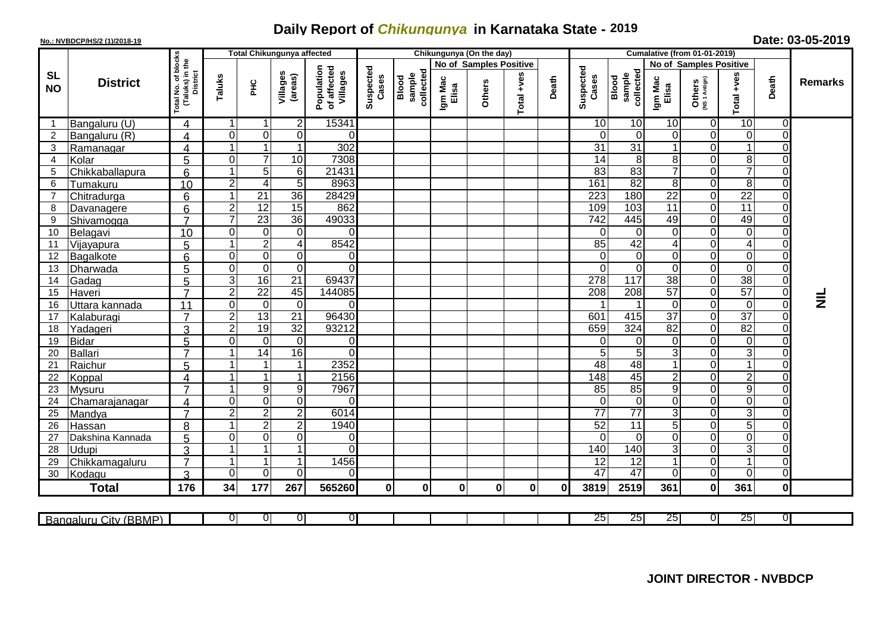# Daily Report of *Chikungunya* in Karnataka State - 2019

**No.: NVBDCP/HS/2 (1)/2018-19**

**Date: 03-05-2019**

| SL NO | District | Total No. of blocks (Taluks) in the District | Total Chikungunya affected | | | | Chikungunya (On the day) | | | | | | | Cumalative (from 01-01-2019) | | | | | | | Remarks |
|---|---|---|---|---|---|---|---|---|---|---|---|---|---|---|---|---|---|---|---|---|---|
| | | | Taluks | PHC | Villages (areas) | Population of affected Villages | Suspected Cases | Blood sample collected | No of Samples Positive | | | Death | Suspected Cases | Blood sample collected | No of Samples Positive | | | Death | |
| | | | | | | | | | Igm Mac Elisa | Others | Total +ves | | | | Igm Mac Elisa | Others (NS 1 Antign) | Total +ves | | |
| 1 | Bangaluru (U) | 4 | 1 | 1 | 2 | 15341 | | | | | | | 10 | 10 | 10 | 0 | 10 | 0 | NIL |
| 2 | Bangaluru (R) | 4 | 0 | 0 | 0 | 0 | | | | | | | 0 | 0 | 0 | 0 | 0 | 0 | |
| 3 | Ramanagar | 4 | 1 | 1 | 1 | 302 | | | | | | | 31 | 31 | 1 | 0 | 1 | 0 | |
| 4 | Kolar | 5 | 0 | 7 | 10 | 7308 | | | | | | | 14 | 8 | 8 | 0 | 8 | 0 | |
| 5 | Chikkaballapura | 6 | 1 | 5 | 6 | 21431 | | | | | | | 83 | 83 | 7 | 0 | 7 | 0 | |
| 6 | Tumakuru | 10 | 2 | 4 | 5 | 8963 | | | | | | | 161 | 82 | 8 | 0 | 8 | 0 | |
| 7 | Chitradurga | 6 | 1 | 21 | 36 | 28429 | | | | | | | 223 | 180 | 22 | 0 | 22 | 0 | |
| 8 | Davanagere | 6 | 2 | 12 | 15 | 862 | | | | | | | 109 | 103 | 11 | 0 | 11 | 0 | |
| 9 | Shivamogga | 7 | 7 | 23 | 36 | 49033 | | | | | | | 742 | 445 | 49 | 0 | 49 | 0 | |
| 10 | Belagavi | 10 | 0 | 0 | 0 | 0 | | | | | | | 0 | 0 | 0 | 0 | 0 | 0 | |
| 11 | Vijayapura | 5 | 1 | 2 | 4 | 8542 | | | | | | | 85 | 42 | 4 | 0 | 4 | 0 | |
| 12 | Bagalkote | 6 | 0 | 0 | 0 | 0 | | | | | | | 0 | 0 | 0 | 0 | 0 | 0 | |
| 13 | Dharwada | 5 | 0 | 0 | 0 | 0 | | | | | | | 0 | 0 | 0 | 0 | 0 | 0 | |
| 14 | Gadag | 5 | 3 | 16 | 21 | 69437 | | | | | | | 278 | 117 | 38 | 0 | 38 | 0 | |
| 15 | Haveri | 7 | 2 | 22 | 45 | 144085 | | | | | | | 208 | 208 | 57 | 0 | 57 | 0 | |
| 16 | Uttara kannada | 11 | 0 | 0 | 0 | 0 | | | | | | | 1 | 1 | 0 | 0 | 0 | 0 | |
| 17 | Kalaburagi | 7 | 2 | 13 | 21 | 96430 | | | | | | | 601 | 415 | 37 | 0 | 37 | 0 | |
| 18 | Yadageri | 3 | 2 | 19 | 32 | 93212 | | | | | | | 659 | 324 | 82 | 0 | 82 | 0 | |
| 19 | Bidar | 5 | 0 | 0 | 0 | 0 | | | | | | | 0 | 0 | 0 | 0 | 0 | 0 | |
| 20 | Ballari | 7 | 1 | 14 | 16 | 0 | | | | | | | 5 | 5 | 3 | 0 | 3 | 0 | |
| 21 | Raichur | 5 | 1 | 1 | 1 | 2352 | | | | | | | 48 | 48 | 1 | 0 | 1 | 0 | |
| 22 | Koppal | 4 | 1 | 1 | 1 | 2156 | | | | | | | 148 | 45 | 2 | 0 | 2 | 0 | |
| 23 | Mysuru | 7 | 1 | 9 | 9 | 7967 | | | | | | | 85 | 85 | 9 | 0 | 9 | 0 | |
| 24 | Chamarajanagar | 4 | 0 | 0 | 0 | 0 | | | | | | | 0 | 0 | 0 | 0 | 0 | 0 | |
| 25 | Mandya | 7 | 2 | 2 | 2 | 6014 | | | | | | | 77 | 77 | 3 | 0 | 3 | 0 | |
| 26 | Hassan | 8 | 1 | 2 | 2 | 1940 | | | | | | | 52 | 11 | 5 | 0 | 5 | 0 | |
| 27 | Dakshina Kannada | 5 | 0 | 0 | 0 | 0 | | | | | | | 0 | 0 | 0 | 0 | 0 | 0 | |
| 28 | Udupi | 3 | 1 | 1 | 1 | 0 | | | | | | | 140 | 140 | 3 | 0 | 3 | 0 | |
| 29 | Chikkamagaluru | 7 | 1 | 1 | 1 | 1456 | | | | | | | 12 | 12 | 1 | 0 | 1 | 0 | |
| 30 | Kodagu | 3 | 0 | 0 | 0 | 0 | | | | | | | 47 | 47 | 0 | 0 | 0 | 0 | |
| | **Total** | **176** | **34** | **177** | **267** | **565260** | **0** | **0** | **0** | **0** | **0** | **0** | **3819** | **2519** | **361** | **0** | **361** | **0** | |

| | | | | | | | | | | | | | | | | | | |
|---|---|---|---|---|---|---|---|---|---|---|---|---|---|---|---|---|---|---|
| Bangaluru City (BBMP) | | 0 | 0 | 0 | 0 | | | | | | | 25 | 25 | 25 | 0 | 25 | 0 | |

**JOINT DIRECTOR - NVBDCP**